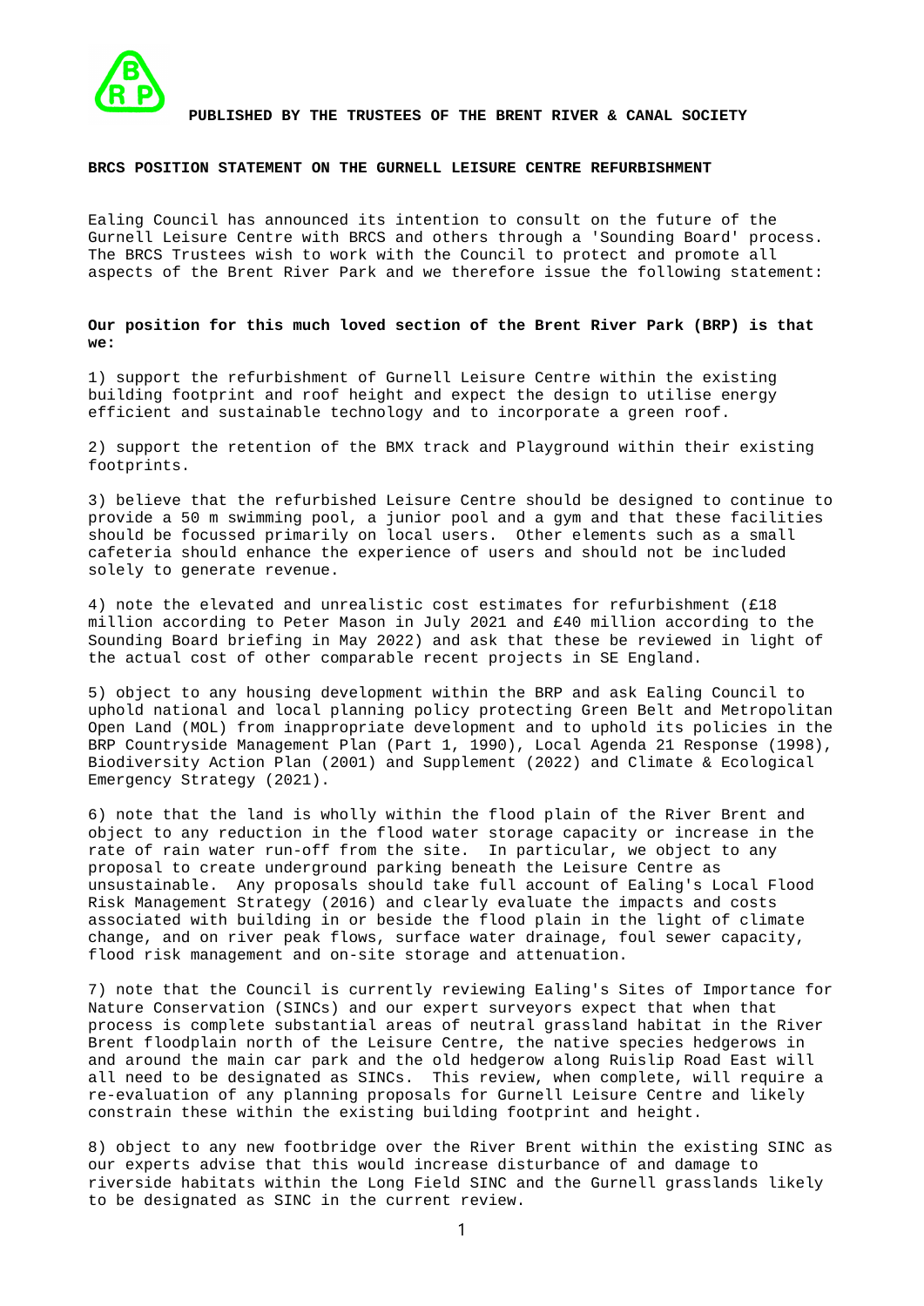**PUBLISHED BY THE TRUSTEES OF THE BRENT RIVER & CANAL SOCIETY**

## BRCS POSITION STATEMENT ON THE GURNELL LEISURE CENTRE REFURBISHMENT

Ealing Council has announced its intention to consult on the future of the Gurnell Leisure Centre with BRCS and others through a 'Sounding Board' process. The BRCS Trustees wish to work with the Council to protect and promote all aspects of the Brent River Park and we therefore issue the following statement:

**Our position for this much loved section of the Brent River Park (BRP) is that we:**

1) support the refurbishment of Gurnell Leisure Centre within the existing building footprint and roof height and expect the design to utilise energy efficient and sustainable technology and to incorporate a green roof.

2) support the retention of the BMX track and Playground within their existing footprints.

3) believe that the refurbished Leisure Centre should be designed to continue to provide a 50 m swimming pool, a junior pool and a gym and that these facilities should be focussed primarily on local users. Other elements such as a small cafeteria should enhance the experience of users and should not be included solely to generate revenue.

4) note the elevated and unrealistic cost estimates for refurbishment (£18 million according to Peter Mason in July 2021 and £40 million according to the Sounding Board briefing in May 2022) and ask that these be reviewed in light of the actual cost of other comparable recent projects in SE England.

5) object to any housing development within the BRP and ask Ealing Council to uphold national and local planning policy protecting Green Belt and Metropolitan Open Land (MOL) from inappropriate development and to uphold its policies in the BRP Countryside Management Plan (Part 1, 1990), Local Agenda 21 Response (1998), Biodiversity Action Plan (2001) and Supplement (2022) and Climate & Ecological Emergency Strategy (2021).

6) note that the land is wholly within the flood plain of the River Brent and object to any reduction in the flood water storage capacity or increase in the rate of rain water run-off from the site. In particular, we object to any proposal to create underground parking beneath the Leisure Centre as unsustainable. Any proposals should take full account of Ealing's Local Flood Risk Management Strategy (2016) and clearly evaluate the impacts and costs associated with building in or beside the flood plain in the light of climate change, and on river peak flows, surface water drainage, foul sewer capacity, flood risk management and on-site storage and attenuation.

7) note that the Council is currently reviewing Ealing's Sites of Importance for Nature Conservation (SINCs) and our expert surveyors expect that when that process is complete substantial areas of neutral grassland habitat in the River Brent floodplain north of the Leisure Centre, the native species hedgerows in and around the main car park and the old hedgerow along Ruislip Road East will all need to be designated as SINCs. This review, when complete, will require a re-evaluation of any planning proposals for Gurnell Leisure Centre and likely constrain these within the existing building footprint and height.

8) object to any new footbridge over the River Brent within the existing SINC as our experts advise that this would increase disturbance of and damage to riverside habitats within the Long Field SINC and the Gurnell grasslands likely to be designated as SINC in the current review.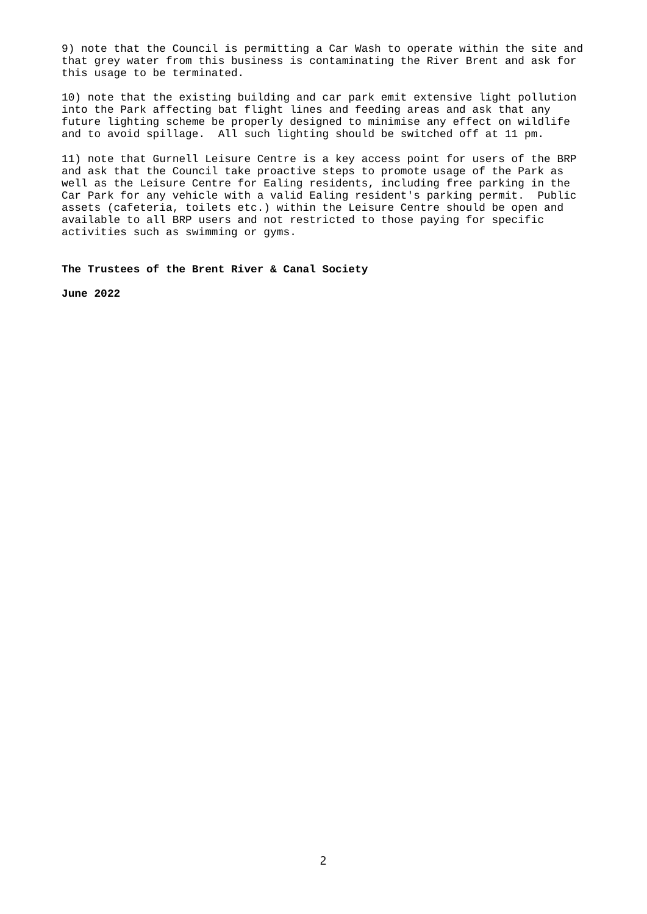9) note that the Council is permitting a Car Wash to operate within the site and that grey water from this business is contaminating the River Brent and ask for this usage to be terminated.

10) note that the existing building and car park emit extensive light pollution into the Park affecting bat flight lines and feeding areas and ask that any future lighting scheme be properly designed to minimise any effect on wildlife and to avoid spillage. All such lighting should be switched off at 11 pm.

11) note that Gurnell Leisure Centre is a key access point for users of the BRP and ask that the Council take proactive steps to promote usage of the Park as well as the Leisure Centre for Ealing residents, including free parking in the Car Park for any vehicle with a valid Ealing resident's parking permit. Public assets (cafeteria, toilets etc.) within the Leisure Centre should be open and available to all BRP users and not restricted to those paying for specific activities such as swimming or gyms.

**The Trustees of the Brent River & Canal Society**

**June 2022**